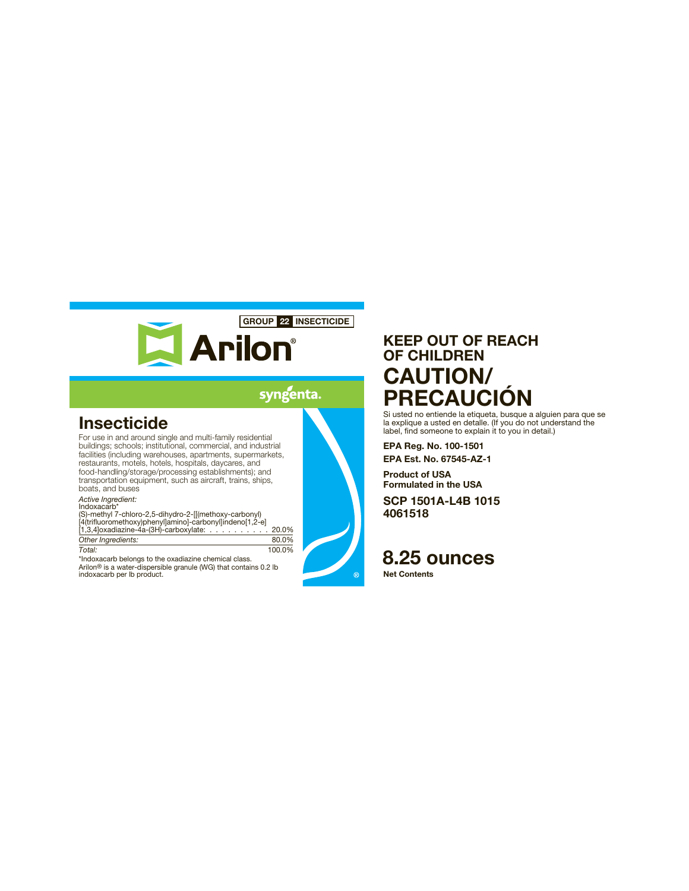GROUP 22 INSECTICIDE

# Arilon®

syngenta.

## Insecticide

For use in and around single and multi-family residential buildings; schools; institutional, commercial, and industrial facilities (including warehouses, apartments, supermarkets, restaurants, motels, hotels, hospitals, daycares, and food-handling/storage/processing establishments); and transportation equipment, such as aircraft, trains, ships, boats, and buses

| *Active Ingredient:* | |
|---|---|
| Indoxacarb* (S)-methyl 7-chloro-2,5-dihydro-2-[[(methoxy-carbonyl) [4(trifluoromethoxy)phenyl]amino]-carbonyl]indeno[1,2-e] [1,3,4]oxadiazine-4a-(3H)-carboxylate: | 20.0% |
| *Other Ingredients:* | 80.0% |
| *Total:* | 100.0% |

*Indoxacarb belongs to the oxadiazine chemical class.

Arilon® is a water-dispersible granule (WG) that contains 0.2 lb indoxacarb per lb product.

## KEEP OUT OF REACH OF CHILDREN

# CAUTION/ PRECAUCIÓN

Si usted no entiende la etiqueta, busque a alguien para que se la explique a usted en detalle. (If you do not understand the label, find someone to explain it to you in detail.)

**EPA Reg. No. 100-1501**

**EPA Est. No. 67545-AZ-1**

**Product of USA**
**Formulated in the USA**

**SCP 1501A-L4B 1015**
**4061518**

## 8.25 ounces

**Net Contents**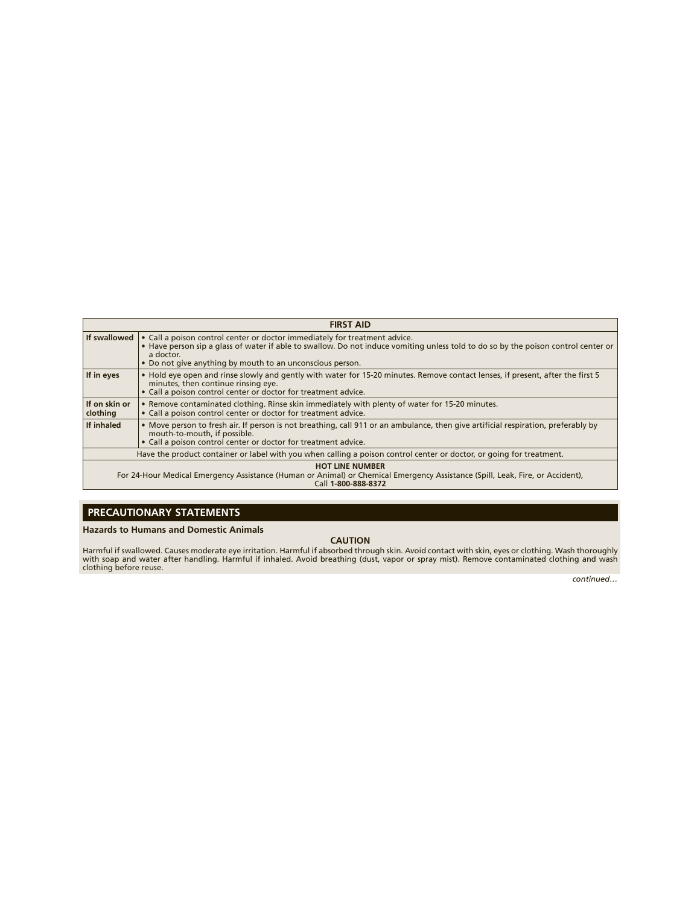| FIRST AID | |
|---|---|
| **If swallowed** | • Call a poison control center or doctor immediately for treatment advice.<br>• Have person sip a glass of water if able to swallow. Do not induce vomiting unless told to do so by the poison control center or a doctor.<br>• Do not give anything by mouth to an unconscious person. |
| **If in eyes** | • Hold eye open and rinse slowly and gently with water for 15-20 minutes. Remove contact lenses, if present, after the first 5 minutes, then continue rinsing eye.<br>• Call a poison control center or doctor for treatment advice. |
| **If on skin or clothing** | • Remove contaminated clothing. Rinse skin immediately with plenty of water for 15-20 minutes.<br>• Call a poison control center or doctor for treatment advice. |
| **If inhaled** | • Move person to fresh air. If person is not breathing, call 911 or an ambulance, then give artificial respiration, preferably by mouth-to-mouth, if possible.<br>• Call a poison control center or doctor for treatment advice. |
| Have the product container or label with you when calling a poison control center or doctor, or going for treatment. | |
| **HOT LINE NUMBER**<br>For 24-Hour Medical Emergency Assistance (Human or Animal) or Chemical Emergency Assistance (Spill, Leak, Fire, or Accident), Call **1-800-888-8372** | |

## PRECAUTIONARY STATEMENTS

**Hazards to Humans and Domestic Animals**

**CAUTION**

Harmful if swallowed. Causes moderate eye irritation. Harmful if absorbed through skin. Avoid contact with skin, eyes or clothing. Wash thoroughly with soap and water after handling. Harmful if inhaled. Avoid breathing (dust, vapor or spray mist). Remove contaminated clothing and wash clothing before reuse.

*continued…*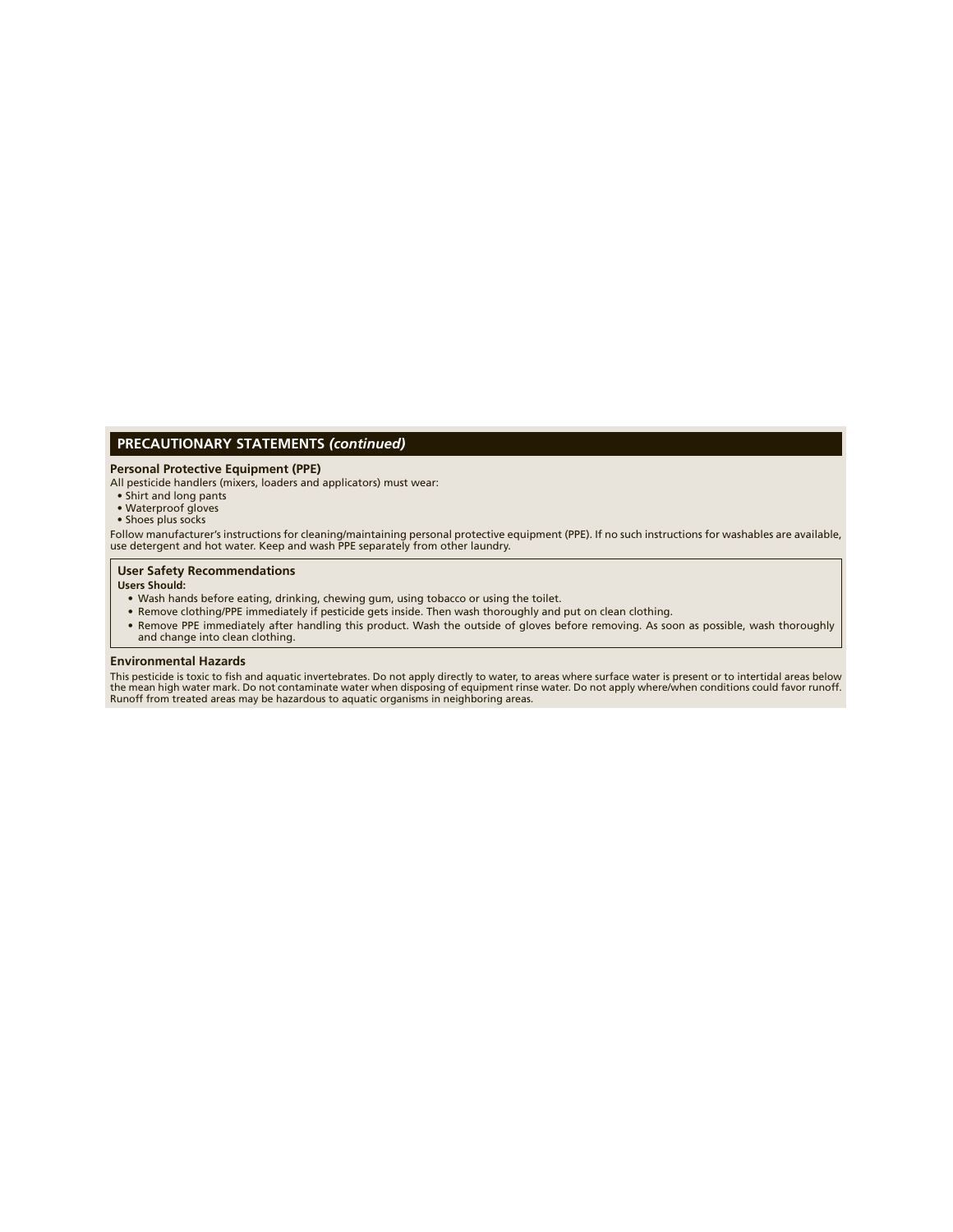## PRECAUTIONARY STATEMENTS *(continued)*

### Personal Protective Equipment (PPE)

All pesticide handlers (mixers, loaders and applicators) must wear:

- Shirt and long pants
- Waterproof gloves
- Shoes plus socks

Follow manufacturer's instructions for cleaning/maintaining personal protective equipment (PPE). If no such instructions for washables are available, use detergent and hot water. Keep and wash PPE separately from other laundry.

### User Safety Recommendations

**Users Should:**

- Wash hands before eating, drinking, chewing gum, using tobacco or using the toilet.
- Remove clothing/PPE immediately if pesticide gets inside. Then wash thoroughly and put on clean clothing.
- Remove PPE immediately after handling this product. Wash the outside of gloves before removing. As soon as possible, wash thoroughly and change into clean clothing.

### Environmental Hazards

This pesticide is toxic to fish and aquatic invertebrates. Do not apply directly to water, to areas where surface water is present or to intertidal areas below the mean high water mark. Do not contaminate water when disposing of equipment rinse water. Do not apply where/when conditions could favor runoff. Runoff from treated areas may be hazardous to aquatic organisms in neighboring areas.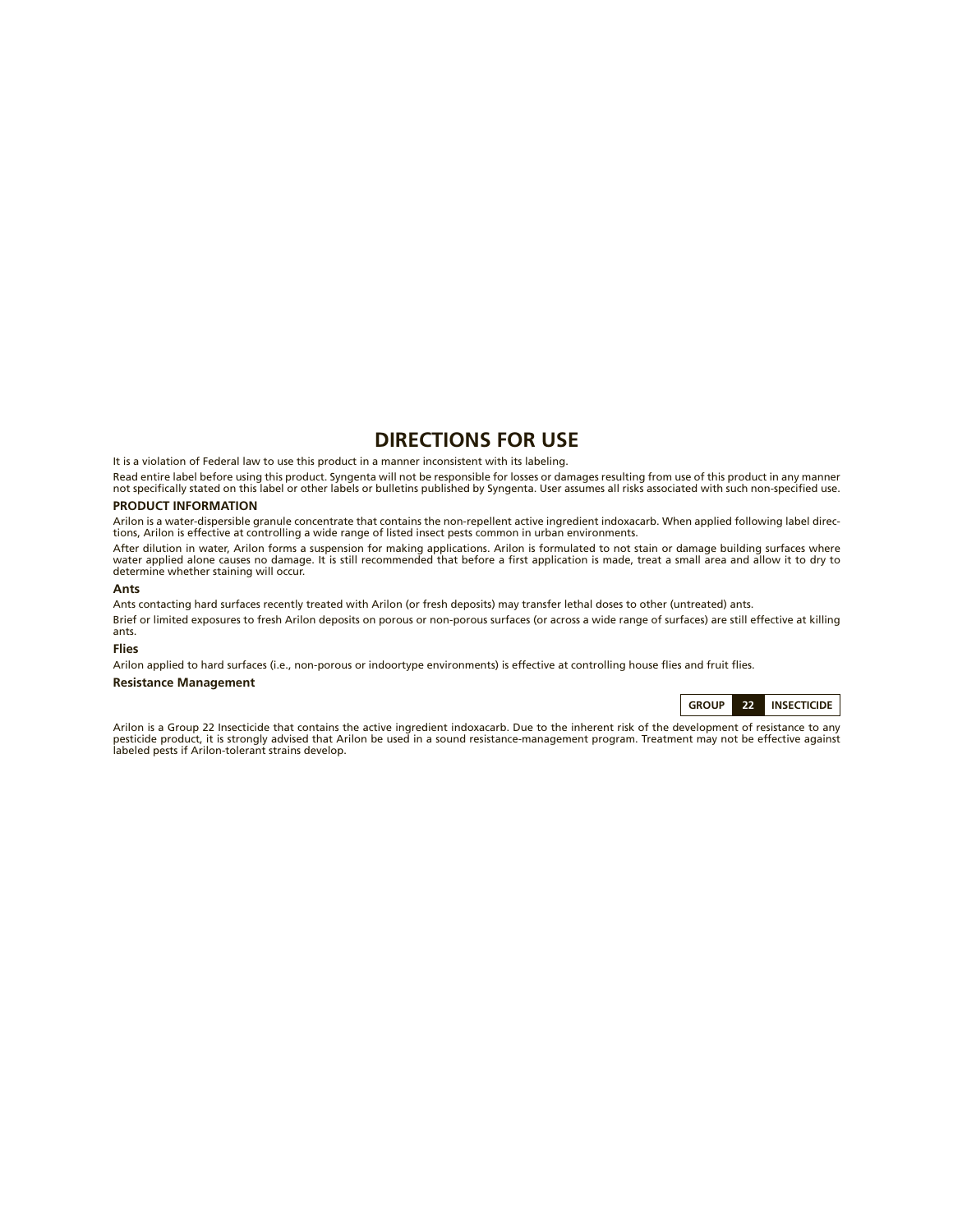# DIRECTIONS FOR USE

It is a violation of Federal law to use this product in a manner inconsistent with its labeling.

Read entire label before using this product. Syngenta will not be responsible for losses or damages resulting from use of this product in any manner not specifically stated on this label or other labels or bulletins published by Syngenta. User assumes all risks associated with such non-specified use.

## PRODUCT INFORMATION

Arilon is a water-dispersible granule concentrate that contains the non-repellent active ingredient indoxacarb. When applied following label directions, Arilon is effective at controlling a wide range of listed insect pests common in urban environments.

After dilution in water, Arilon forms a suspension for making applications. Arilon is formulated to not stain or damage building surfaces where water applied alone causes no damage. It is still recommended that before a first application is made, treat a small area and allow it to dry to determine whether staining will occur.

### Ants

Ants contacting hard surfaces recently treated with Arilon (or fresh deposits) may transfer lethal doses to other (untreated) ants.

Brief or limited exposures to fresh Arilon deposits on porous or non-porous surfaces (or across a wide range of surfaces) are still effective at killing ants.

### Flies

Arilon applied to hard surfaces (i.e., non-porous or indoortype environments) is effective at controlling house flies and fruit flies.

### Resistance Management

| GROUP | 22 | INSECTICIDE |
|---|---|---|

Arilon is a Group 22 Insecticide that contains the active ingredient indoxacarb. Due to the inherent risk of the development of resistance to any pesticide product, it is strongly advised that Arilon be used in a sound resistance-management program. Treatment may not be effective against labeled pests if Arilon-tolerant strains develop.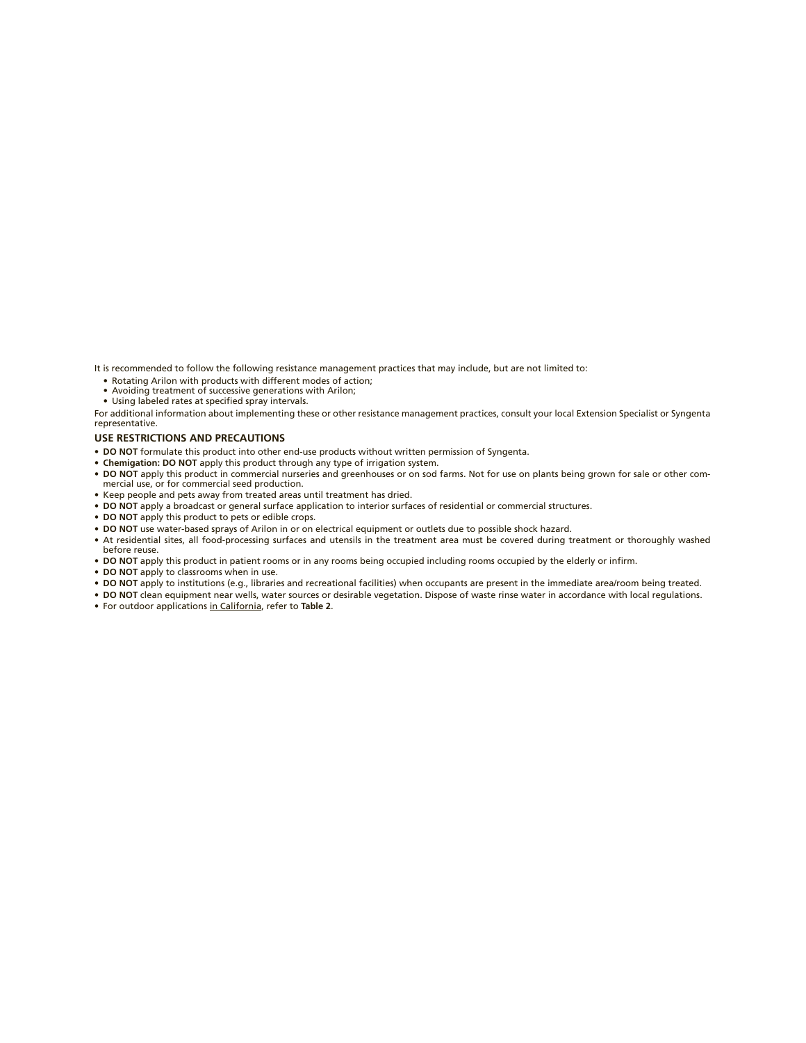It is recommended to follow the following resistance management practices that may include, but are not limited to:

- Rotating Arilon with products with different modes of action;
- Avoiding treatment of successive generations with Arilon;
- Using labeled rates at specified spray intervals.

For additional information about implementing these or other resistance management practices, consult your local Extension Specialist or Syngenta representative.

### USE RESTRICTIONS AND PRECAUTIONS

- **DO NOT** formulate this product into other end-use products without written permission of Syngenta.
- **Chemigation: DO NOT** apply this product through any type of irrigation system.
- **DO NOT** apply this product in commercial nurseries and greenhouses or on sod farms. Not for use on plants being grown for sale or other commercial use, or for commercial seed production.
- Keep people and pets away from treated areas until treatment has dried.
- **DO NOT** apply a broadcast or general surface application to interior surfaces of residential or commercial structures.
- **DO NOT** apply this product to pets or edible crops.
- **DO NOT** use water-based sprays of Arilon in or on electrical equipment or outlets due to possible shock hazard.
- At residential sites, all food-processing surfaces and utensils in the treatment area must be covered during treatment or thoroughly washed before reuse.
- **DO NOT** apply this product in patient rooms or in any rooms being occupied including rooms occupied by the elderly or infirm.
- **DO NOT** apply to classrooms when in use.
- **DO NOT** apply to institutions (e.g., libraries and recreational facilities) when occupants are present in the immediate area/room being treated.
- **DO NOT** clean equipment near wells, water sources or desirable vegetation. Dispose of waste rinse water in accordance with local regulations.
- For outdoor applications in California, refer to **Table 2**.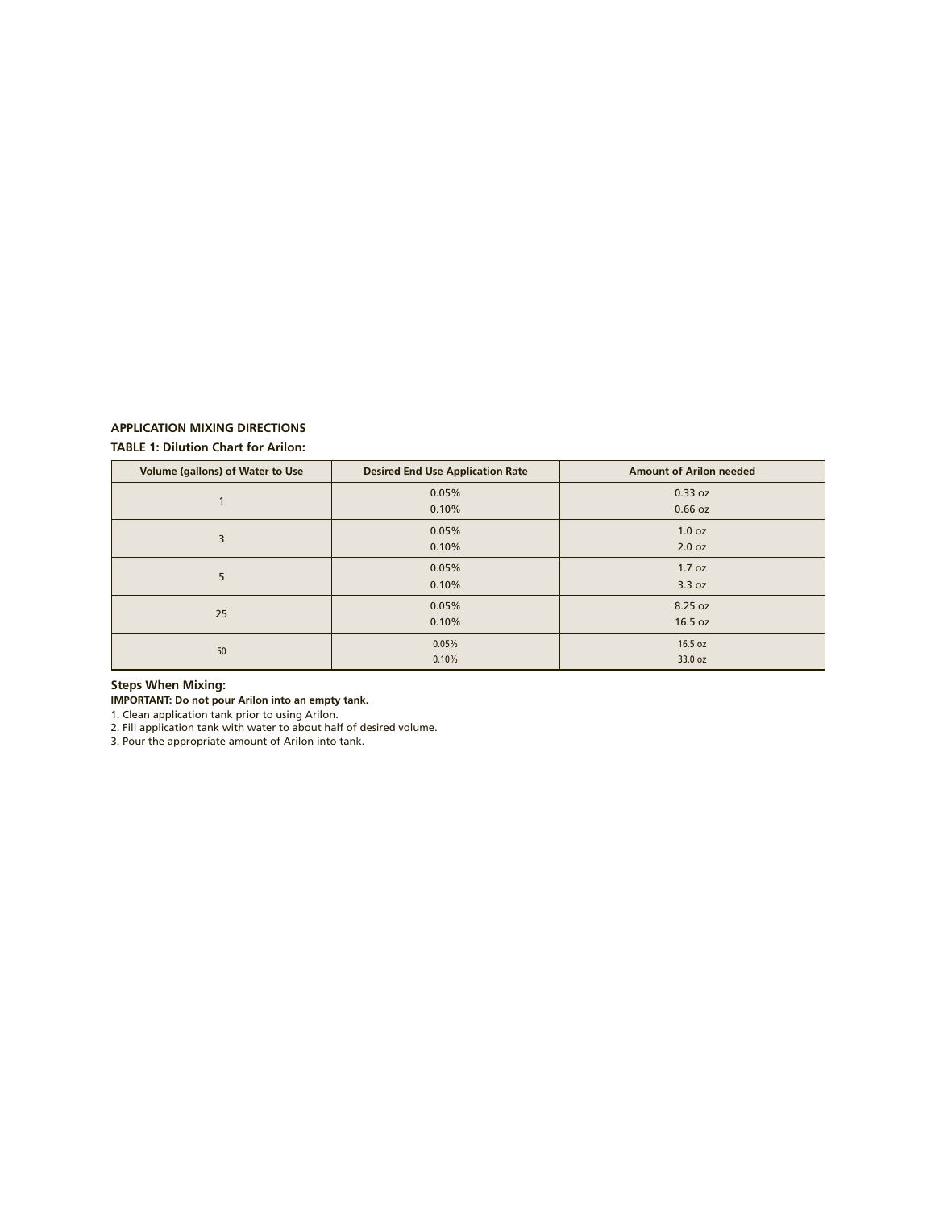**APPLICATION MIXING DIRECTIONS**

**TABLE 1: Dilution Chart for Arilon:**

| Volume (gallons) of Water to Use | Desired End Use Application Rate | Amount of Arilon needed |
|---|---|---|
| 1 | 0.05%<br>0.10% | 0.33 oz<br>0.66 oz |
| 3 | 0.05%<br>0.10% | 1.0 oz<br>2.0 oz |
| 5 | 0.05%<br>0.10% | 1.7 oz<br>3.3 oz |
| 25 | 0.05%<br>0.10% | 8.25 oz<br>16.5 oz |
| 50 | 0.05%<br>0.10% | 16.5 oz<br>33.0 oz |

**Steps When Mixing:**

**IMPORTANT: Do not pour Arilon into an empty tank.**

1. Clean application tank prior to using Arilon.
2. Fill application tank with water to about half of desired volume.
3. Pour the appropriate amount of Arilon into tank.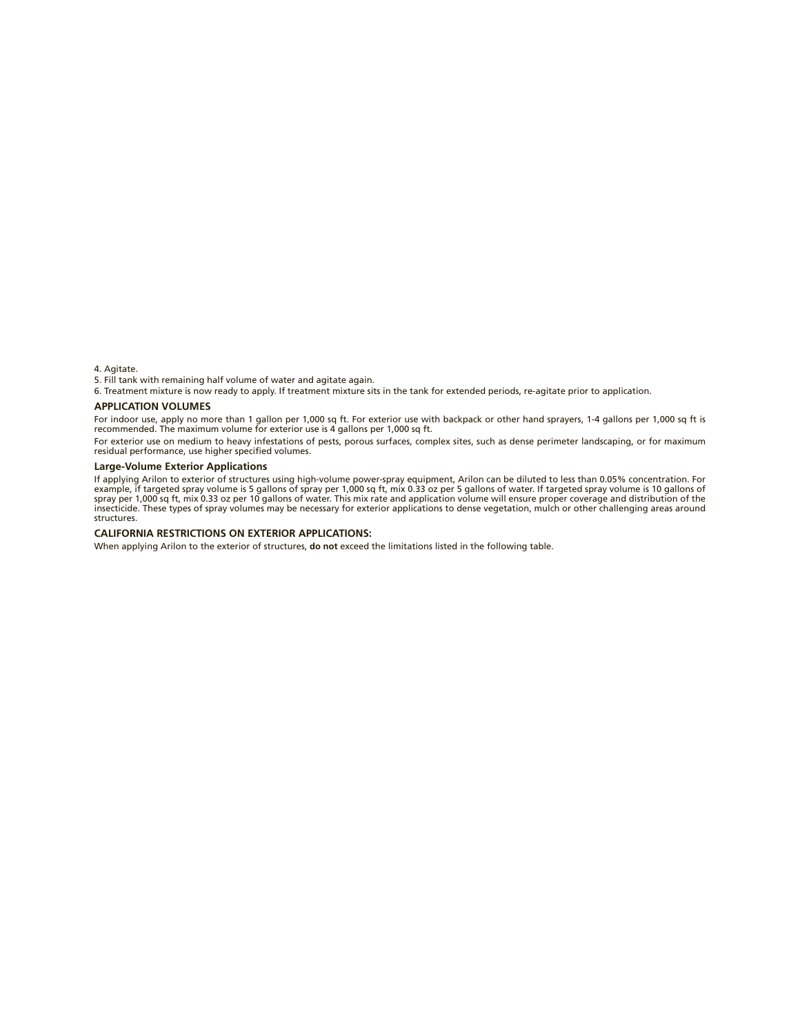4. Agitate.

5. Fill tank with remaining half volume of water and agitate again.

6. Treatment mixture is now ready to apply. If treatment mixture sits in the tank for extended periods, re-agitate prior to application.

## APPLICATION VOLUMES

For indoor use, apply no more than 1 gallon per 1,000 sq ft. For exterior use with backpack or other hand sprayers, 1-4 gallons per 1,000 sq ft is recommended. The maximum volume for exterior use is 4 gallons per 1,000 sq ft.

For exterior use on medium to heavy infestations of pests, porous surfaces, complex sites, such as dense perimeter landscaping, or for maximum residual performance, use higher specified volumes.

### Large-Volume Exterior Applications

If applying Arilon to exterior of structures using high-volume power-spray equipment, Arilon can be diluted to less than 0.05% concentration. For example, if targeted spray volume is 5 gallons of spray per 1,000 sq ft, mix 0.33 oz per 5 gallons of water. If targeted spray volume is 10 gallons of spray per 1,000 sq ft, mix 0.33 oz per 10 gallons of water. This mix rate and application volume will ensure proper coverage and distribution of the insecticide. These types of spray volumes may be necessary for exterior applications to dense vegetation, mulch or other challenging areas around structures.

## CALIFORNIA RESTRICTIONS ON EXTERIOR APPLICATIONS:

When applying Arilon to the exterior of structures, **do not** exceed the limitations listed in the following table.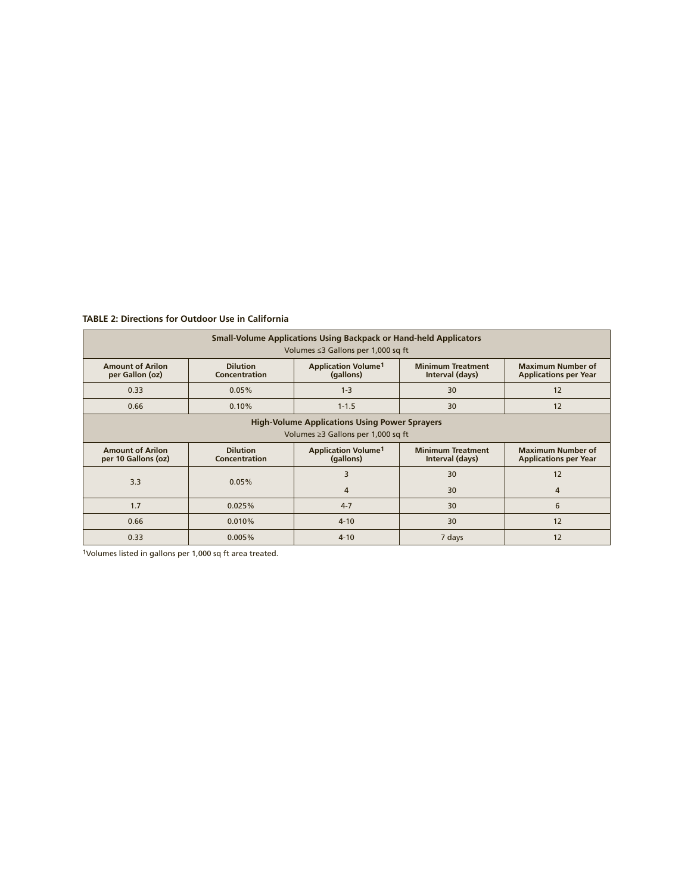**TABLE 2: Directions for Outdoor Use in California**

| Small-Volume Applications Using Backpack or Hand-held Applicators<br>Volumes ≤3 Gallons per 1,000 sq ft | | | | |
|---|---|---|---|---|
| **Amount of Arilon per Gallon (oz)** | **Dilution Concentration** | **Application Volume[1] (gallons)** | **Minimum Treatment Interval (days)** | **Maximum Number of Applications per Year** |
| 0.33 | 0.05% | 1-3 | 30 | 12 |
| 0.66 | 0.10% | 1-1.5 | 30 | 12 |
| **High-Volume Applications Using Power Sprayers**<br>Volumes ≥3 Gallons per 1,000 sq ft | | | | |
| **Amount of Arilon per 10 Gallons (oz)** | **Dilution Concentration** | **Application Volume[1] (gallons)** | **Minimum Treatment Interval (days)** | **Maximum Number of Applications per Year** |
| 3.3 | 0.05% | 3 | 30 | 12 |
| | | 4 | 30 | 4 |
| 1.7 | 0.025% | 4-7 | 30 | 6 |
| 0.66 | 0.010% | 4-10 | 30 | 12 |
| 0.33 | 0.005% | 4-10 | 7 days | 12 |

[1]Volumes listed in gallons per 1,000 sq ft area treated.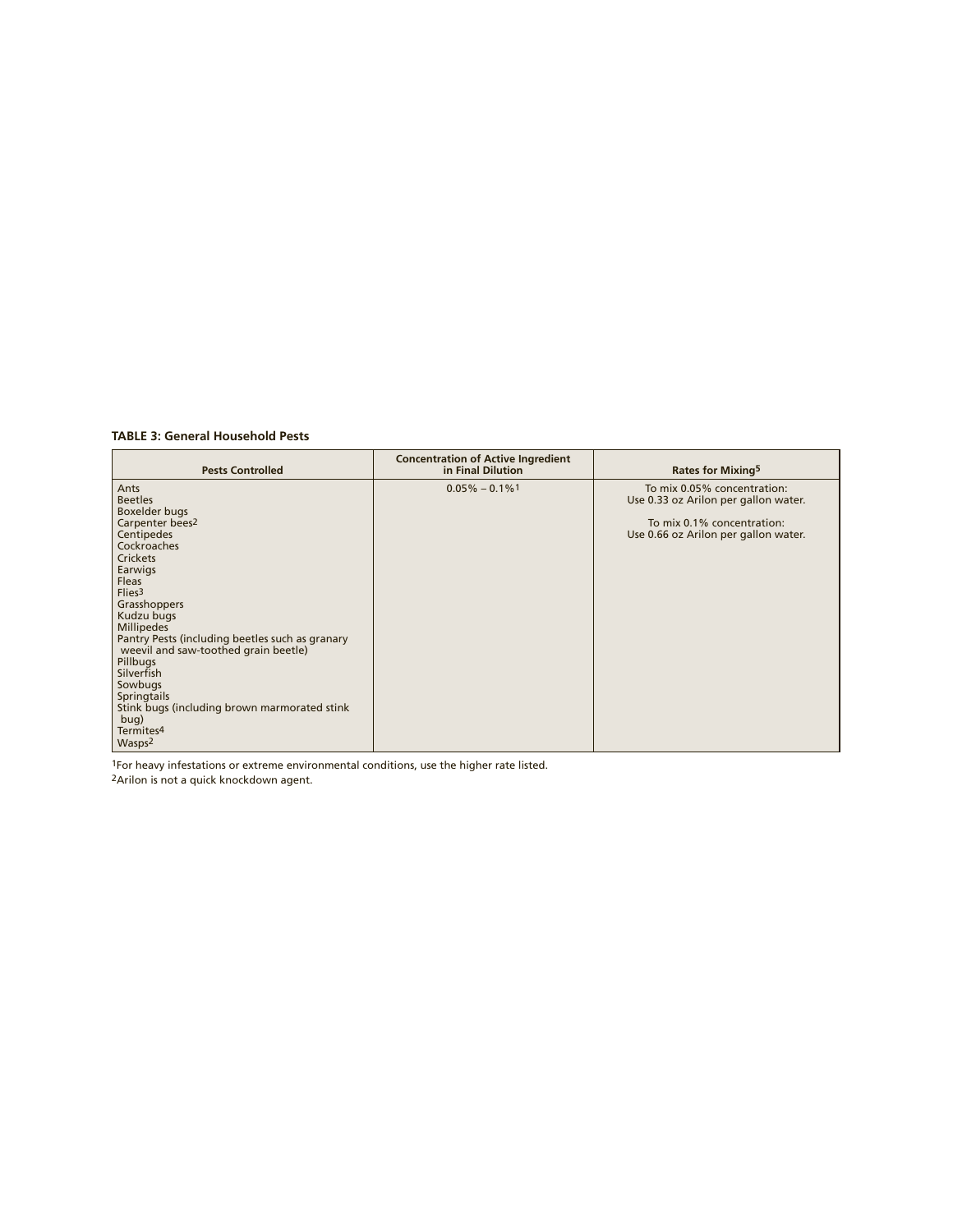**TABLE 3: General Household Pests**

| Pests Controlled | Concentration of Active Ingredient in Final Dilution | Rates for Mixing[5] |
|---|---|---|
| Ants<br>Beetles<br>Boxelder bugs<br>Carpenter bees[2]<br>Centipedes<br>Cockroaches<br>Crickets<br>Earwigs<br>Fleas<br>Flies[3]<br>Grasshoppers<br>Kudzu bugs<br>Millipedes<br>Pantry Pests (including beetles such as granary weevil and saw-toothed grain beetle)<br>Pillbugs<br>Silverfish<br>Sowbugs<br>Springtails<br>Stink bugs (including brown marmorated stink bug)<br>Termites[4]<br>Wasps[2] | 0.05% – 0.1%[1] | To mix 0.05% concentration: Use 0.33 oz Arilon per gallon water.<br><br>To mix 0.1% concentration: Use 0.66 oz Arilon per gallon water. |

[1]For heavy infestations or extreme environmental conditions, use the higher rate listed.
[2]Arilon is not a quick knockdown agent.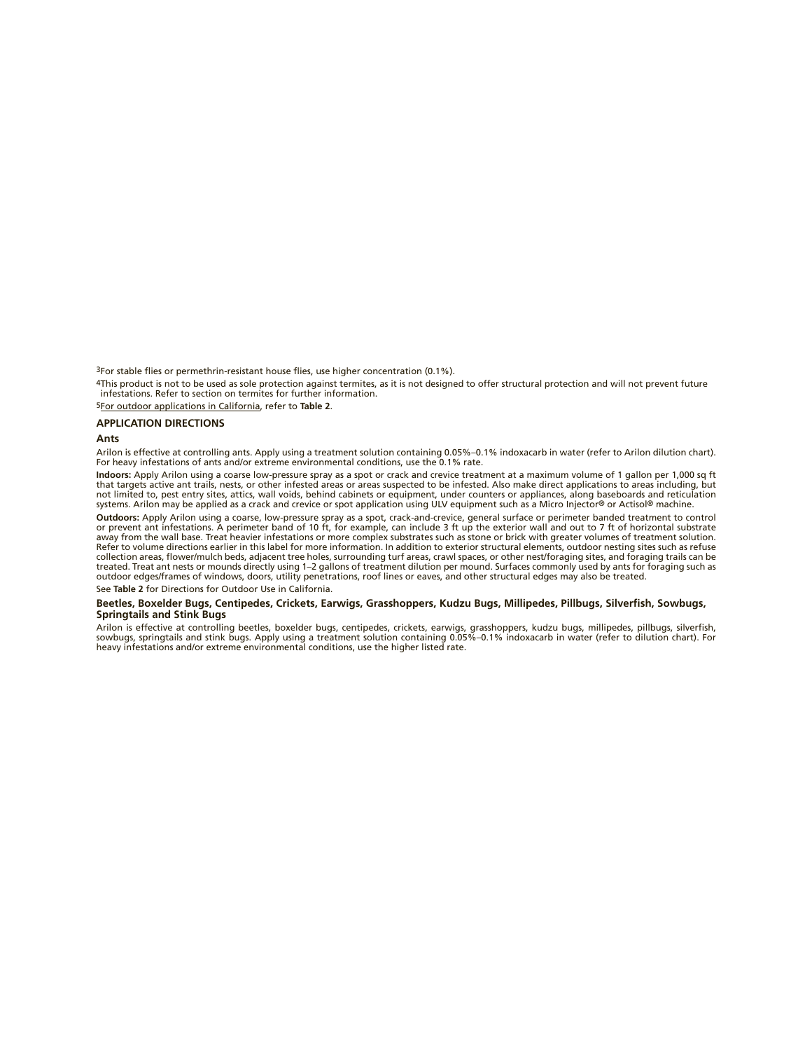[3]For stable flies or permethrin-resistant house flies, use higher concentration (0.1%).

[4]This product is not to be used as sole protection against termites, as it is not designed to offer structural protection and will not prevent future infestations. Refer to section on termites for further information.

[5]For outdoor applications in California, refer to **Table 2**.

## APPLICATION DIRECTIONS

### Ants

Arilon is effective at controlling ants. Apply using a treatment solution containing 0.05%–0.1% indoxacarb in water (refer to Arilon dilution chart). For heavy infestations of ants and/or extreme environmental conditions, use the 0.1% rate.

**Indoors:** Apply Arilon using a coarse low-pressure spray as a spot or crack and crevice treatment at a maximum volume of 1 gallon per 1,000 sq ft that targets active ant trails, nests, or other infested areas or areas suspected to be infested. Also make direct applications to areas including, but not limited to, pest entry sites, attics, wall voids, behind cabinets or equipment, under counters or appliances, along baseboards and reticulation systems. Arilon may be applied as a crack and crevice or spot application using ULV equipment such as a Micro Injector® or Actisol® machine.

**Outdoors:** Apply Arilon using a coarse, low-pressure spray as a spot, crack-and-crevice, general surface or perimeter banded treatment to control or prevent ant infestations. A perimeter band of 10 ft, for example, can include 3 ft up the exterior wall and out to 7 ft of horizontal substrate away from the wall base. Treat heavier infestations or more complex substrates such as stone or brick with greater volumes of treatment solution. Refer to volume directions earlier in this label for more information. In addition to exterior structural elements, outdoor nesting sites such as refuse collection areas, flower/mulch beds, adjacent tree holes, surrounding turf areas, crawl spaces, or other nest/foraging sites, and foraging trails can be treated. Treat ant nests or mounds directly using 1–2 gallons of treatment dilution per mound. Surfaces commonly used by ants for foraging such as outdoor edges/frames of windows, doors, utility penetrations, roof lines or eaves, and other structural edges may also be treated.

See **Table 2** for Directions for Outdoor Use in California.

### Beetles, Boxelder Bugs, Centipedes, Crickets, Earwigs, Grasshoppers, Kudzu Bugs, Millipedes, Pillbugs, Silverfish, Sowbugs, Springtails and Stink Bugs

Arilon is effective at controlling beetles, boxelder bugs, centipedes, crickets, earwigs, grasshoppers, kudzu bugs, millipedes, pillbugs, silverfish, sowbugs, springtails and stink bugs. Apply using a treatment solution containing 0.05%–0.1% indoxacarb in water (refer to dilution chart). For heavy infestations and/or extreme environmental conditions, use the higher listed rate.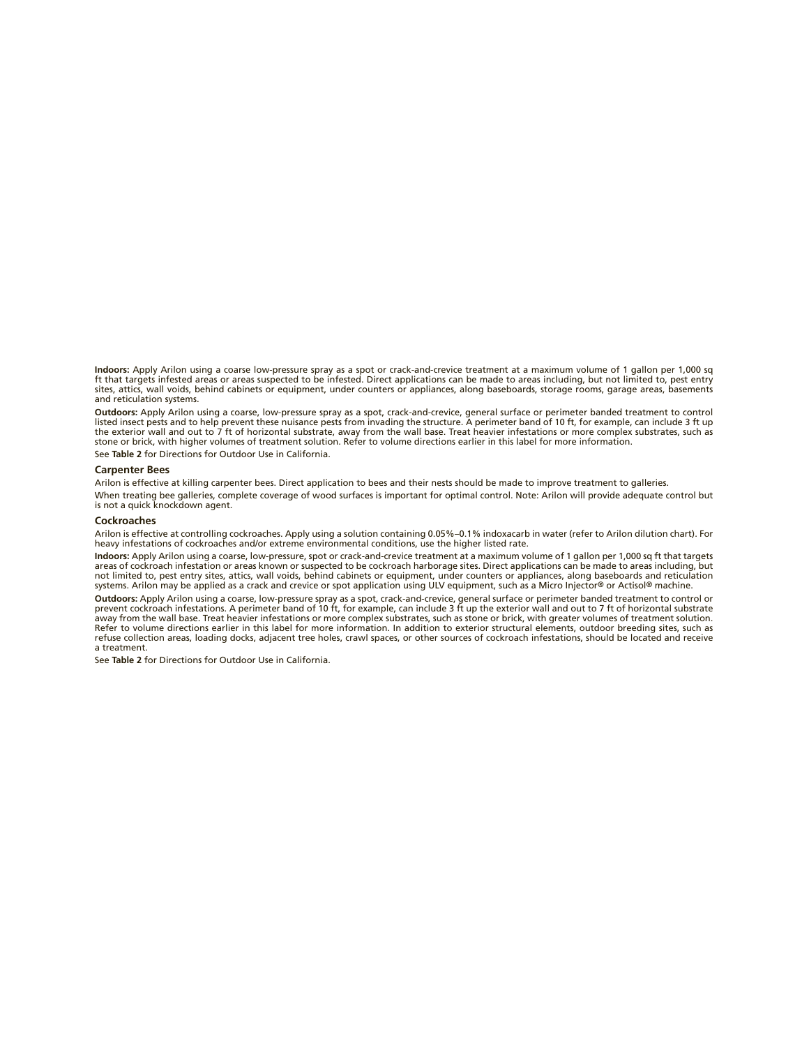**Indoors:** Apply Arilon using a coarse low-pressure spray as a spot or crack-and-crevice treatment at a maximum volume of 1 gallon per 1,000 sq ft that targets infested areas or areas suspected to be infested. Direct applications can be made to areas including, but not limited to, pest entry sites, attics, wall voids, behind cabinets or equipment, under counters or appliances, along baseboards, storage rooms, garage areas, basements and reticulation systems.

**Outdoors:** Apply Arilon using a coarse, low-pressure spray as a spot, crack-and-crevice, general surface or perimeter banded treatment to control listed insect pests and to help prevent these nuisance pests from invading the structure. A perimeter band of 10 ft, for example, can include 3 ft up the exterior wall and out to 7 ft of horizontal substrate, away from the wall base. Treat heavier infestations or more complex substrates, such as stone or brick, with higher volumes of treatment solution. Refer to volume directions earlier in this label for more information.

See **Table 2** for Directions for Outdoor Use in California.

### Carpenter Bees

Arilon is effective at killing carpenter bees. Direct application to bees and their nests should be made to improve treatment to galleries.

When treating bee galleries, complete coverage of wood surfaces is important for optimal control. Note: Arilon will provide adequate control but is not a quick knockdown agent.

### Cockroaches

Arilon is effective at controlling cockroaches. Apply using a solution containing 0.05%–0.1% indoxacarb in water (refer to Arilon dilution chart). For heavy infestations of cockroaches and/or extreme environmental conditions, use the higher listed rate.

**Indoors:** Apply Arilon using a coarse, low-pressure, spot or crack-and-crevice treatment at a maximum volume of 1 gallon per 1,000 sq ft that targets areas of cockroach infestation or areas known or suspected to be cockroach harborage sites. Direct applications can be made to areas including, but not limited to, pest entry sites, attics, wall voids, behind cabinets or equipment, under counters or appliances, along baseboards and reticulation systems. Arilon may be applied as a crack and crevice or spot application using ULV equipment, such as a Micro Injector® or Actisol® machine.

**Outdoors:** Apply Arilon using a coarse, low-pressure spray as a spot, crack-and-crevice, general surface or perimeter banded treatment to control or prevent cockroach infestations. A perimeter band of 10 ft, for example, can include 3 ft up the exterior wall and out to 7 ft of horizontal substrate away from the wall base. Treat heavier infestations or more complex substrates, such as stone or brick, with greater volumes of treatment solution. Refer to volume directions earlier in this label for more information. In addition to exterior structural elements, outdoor breeding sites, such as refuse collection areas, loading docks, adjacent tree holes, crawl spaces, or other sources of cockroach infestations, should be located and receive a treatment.

See **Table 2** for Directions for Outdoor Use in California.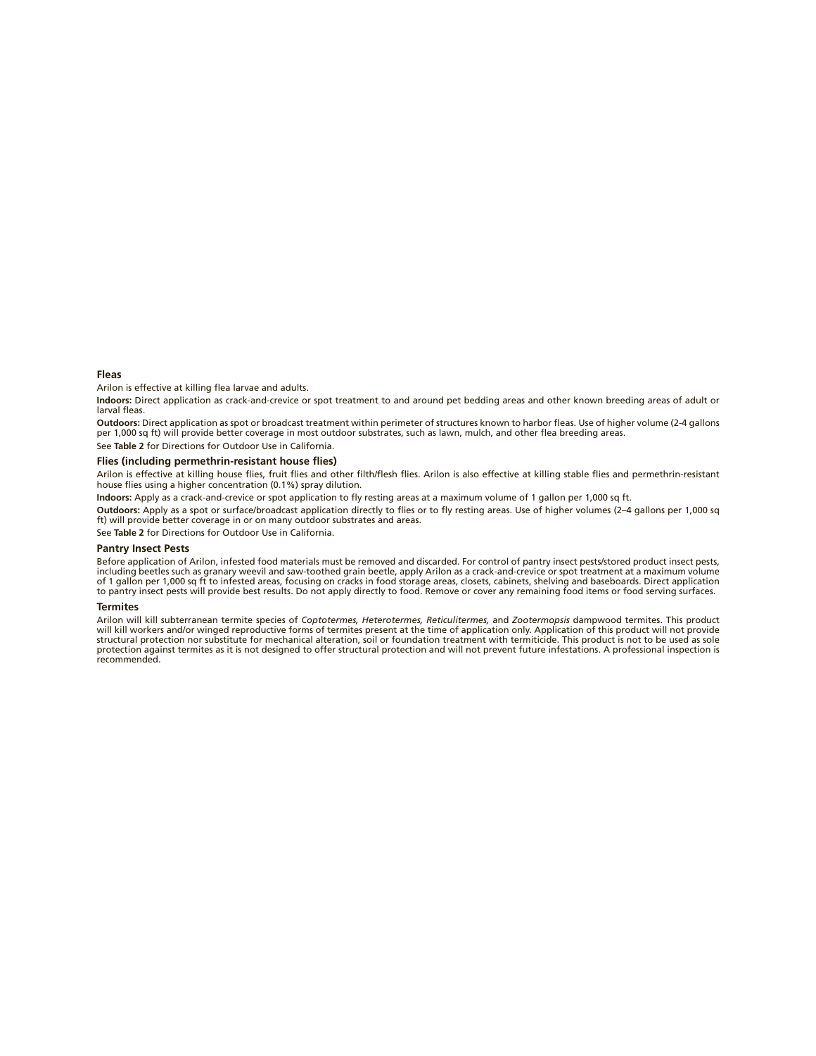### Fleas

Arilon is effective at killing flea larvae and adults.

**Indoors:** Direct application as crack-and-crevice or spot treatment to and around pet bedding areas and other known breeding areas of adult or larval fleas.

**Outdoors:** Direct application as spot or broadcast treatment within perimeter of structures known to harbor fleas. Use of higher volume (2-4 gallons per 1,000 sq ft) will provide better coverage in most outdoor substrates, such as lawn, mulch, and other flea breeding areas.

See **Table 2** for Directions for Outdoor Use in California.

### Flies (including permethrin-resistant house flies)

Arilon is effective at killing house flies, fruit flies and other filth/flesh flies. Arilon is also effective at killing stable flies and permethrin-resistant house flies using a higher concentration (0.1%) spray dilution.

**Indoors:** Apply as a crack-and-crevice or spot application to fly resting areas at a maximum volume of 1 gallon per 1,000 sq ft.

**Outdoors:** Apply as a spot or surface/broadcast application directly to flies or to fly resting areas. Use of higher volumes (2–4 gallons per 1,000 sq ft) will provide better coverage in or on many outdoor substrates and areas.

See **Table 2** for Directions for Outdoor Use in California.

### Pantry Insect Pests

Before application of Arilon, infested food materials must be removed and discarded. For control of pantry insect pests/stored product insect pests, including beetles such as granary weevil and saw-toothed grain beetle, apply Arilon as a crack-and-crevice or spot treatment at a maximum volume of 1 gallon per 1,000 sq ft to infested areas, focusing on cracks in food storage areas, closets, cabinets, shelving and baseboards. Direct application to pantry insect pests will provide best results. Do not apply directly to food. Remove or cover any remaining food items or food serving surfaces.

### Termites

Arilon will kill subterranean termite species of *Coptotermes, Heterotermes, Reticulitermes,* and *Zootermopsis* dampwood termites. This product will kill workers and/or winged reproductive forms of termites present at the time of application only. Application of this product will not provide structural protection nor substitute for mechanical alteration, soil or foundation treatment with termiticide. This product is not to be used as sole protection against termites as it is not designed to offer structural protection and will not prevent future infestations. A professional inspection is recommended.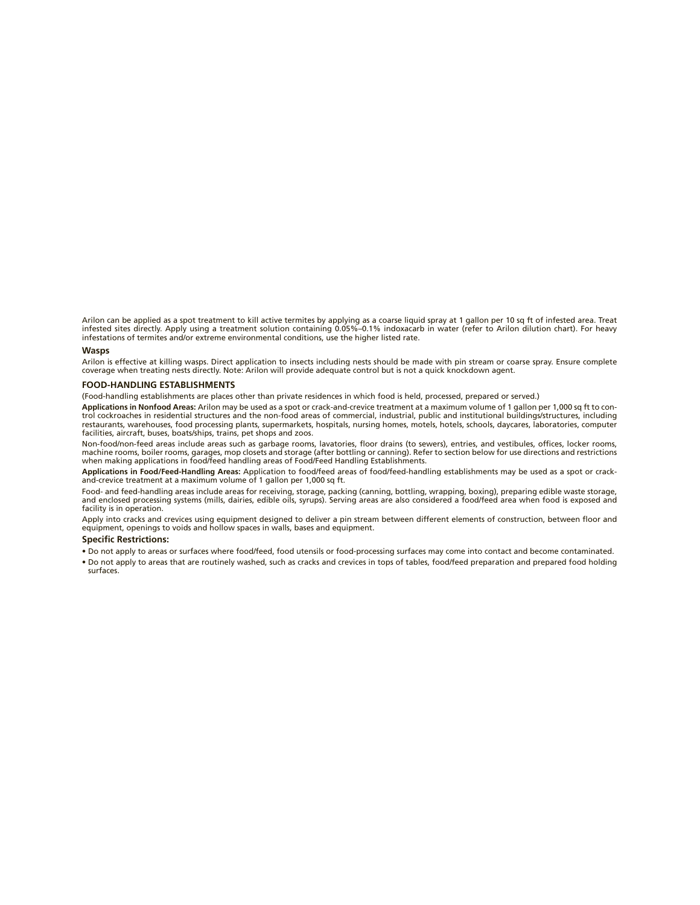Arilon can be applied as a spot treatment to kill active termites by applying as a coarse liquid spray at 1 gallon per 10 sq ft of infested area. Treat infested sites directly. Apply using a treatment solution containing 0.05%–0.1% indoxacarb in water (refer to Arilon dilution chart). For heavy infestations of termites and/or extreme environmental conditions, use the higher listed rate.

### Wasps

Arilon is effective at killing wasps. Direct application to insects including nests should be made with pin stream or coarse spray. Ensure complete coverage when treating nests directly. Note: Arilon will provide adequate control but is not a quick knockdown agent.

## FOOD-HANDLING ESTABLISHMENTS

(Food-handling establishments are places other than private residences in which food is held, processed, prepared or served.)

**Applications in Nonfood Areas:** Arilon may be used as a spot or crack-and-crevice treatment at a maximum volume of 1 gallon per 1,000 sq ft to control cockroaches in residential structures and the non-food areas of commercial, industrial, public and institutional buildings/structures, including restaurants, warehouses, food processing plants, supermarkets, hospitals, nursing homes, motels, hotels, schools, daycares, laboratories, computer facilities, aircraft, buses, boats/ships, trains, pet shops and zoos.

Non-food/non-feed areas include areas such as garbage rooms, lavatories, floor drains (to sewers), entries, and vestibules, offices, locker rooms, machine rooms, boiler rooms, garages, mop closets and storage (after bottling or canning). Refer to section below for use directions and restrictions when making applications in food/feed handling areas of Food/Feed Handling Establishments.

**Applications in Food/Feed-Handling Areas:** Application to food/feed areas of food/feed-handling establishments may be used as a spot or crack-and-crevice treatment at a maximum volume of 1 gallon per 1,000 sq ft.

Food- and feed-handling areas include areas for receiving, storage, packing (canning, bottling, wrapping, boxing), preparing edible waste storage, and enclosed processing systems (mills, dairies, edible oils, syrups). Serving areas are also considered a food/feed area when food is exposed and facility is in operation.

Apply into cracks and crevices using equipment designed to deliver a pin stream between different elements of construction, between floor and equipment, openings to voids and hollow spaces in walls, bases and equipment.

### Specific Restrictions:

- Do not apply to areas or surfaces where food/feed, food utensils or food-processing surfaces may come into contact and become contaminated.
- Do not apply to areas that are routinely washed, such as cracks and crevices in tops of tables, food/feed preparation and prepared food holding surfaces.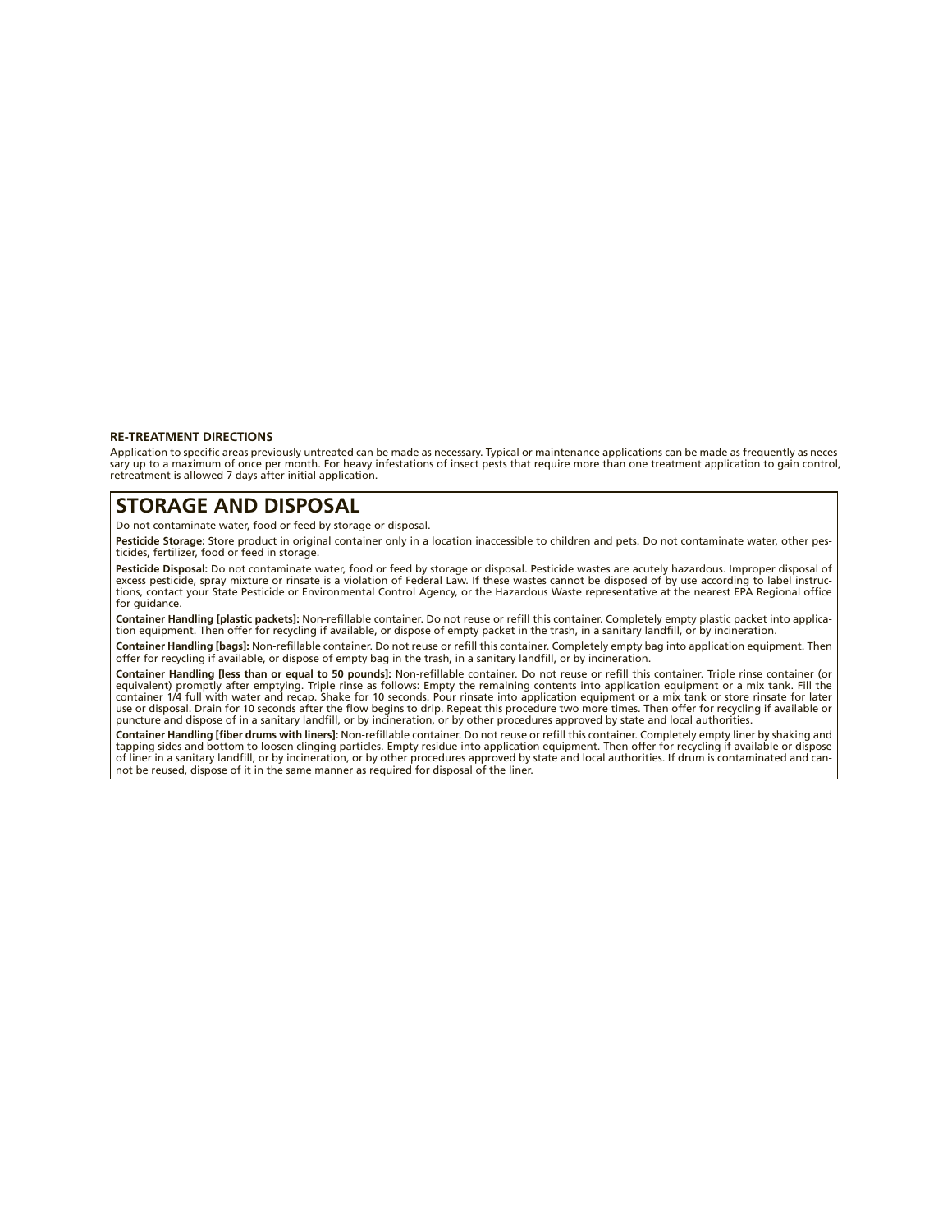**RE-TREATMENT DIRECTIONS**

Application to specific areas previously untreated can be made as necessary. Typical or maintenance applications can be made as frequently as necessary up to a maximum of once per month. For heavy infestations of insect pests that require more than one treatment application to gain control, retreatment is allowed 7 days after initial application.

## STORAGE AND DISPOSAL

Do not contaminate water, food or feed by storage or disposal.

**Pesticide Storage:** Store product in original container only in a location inaccessible to children and pets. Do not contaminate water, other pesticides, fertilizer, food or feed in storage.

**Pesticide Disposal:** Do not contaminate water, food or feed by storage or disposal. Pesticide wastes are acutely hazardous. Improper disposal of excess pesticide, spray mixture or rinsate is a violation of Federal Law. If these wastes cannot be disposed of by use according to label instructions, contact your State Pesticide or Environmental Control Agency, or the Hazardous Waste representative at the nearest EPA Regional office for guidance.

**Container Handling [plastic packets]:** Non-refillable container. Do not reuse or refill this container. Completely empty plastic packet into application equipment. Then offer for recycling if available, or dispose of empty packet in the trash, in a sanitary landfill, or by incineration.

**Container Handling [bags]:** Non-refillable container. Do not reuse or refill this container. Completely empty bag into application equipment. Then offer for recycling if available, or dispose of empty bag in the trash, in a sanitary landfill, or by incineration.

**Container Handling [less than or equal to 50 pounds]:** Non-refillable container. Do not reuse or refill this container. Triple rinse container (or equivalent) promptly after emptying. Triple rinse as follows: Empty the remaining contents into application equipment or a mix tank. Fill the container 1/4 full with water and recap. Shake for 10 seconds. Pour rinsate into application equipment or a mix tank or store rinsate for later use or disposal. Drain for 10 seconds after the flow begins to drip. Repeat this procedure two more times. Then offer for recycling if available or puncture and dispose of in a sanitary landfill, or by incineration, or by other procedures approved by state and local authorities.

**Container Handling [fiber drums with liners]:** Non-refillable container. Do not reuse or refill this container. Completely empty liner by shaking and tapping sides and bottom to loosen clinging particles. Empty residue into application equipment. Then offer for recycling if available or dispose of liner in a sanitary landfill, or by incineration, or by other procedures approved by state and local authorities. If drum is contaminated and cannot be reused, dispose of it in the same manner as required for disposal of the liner.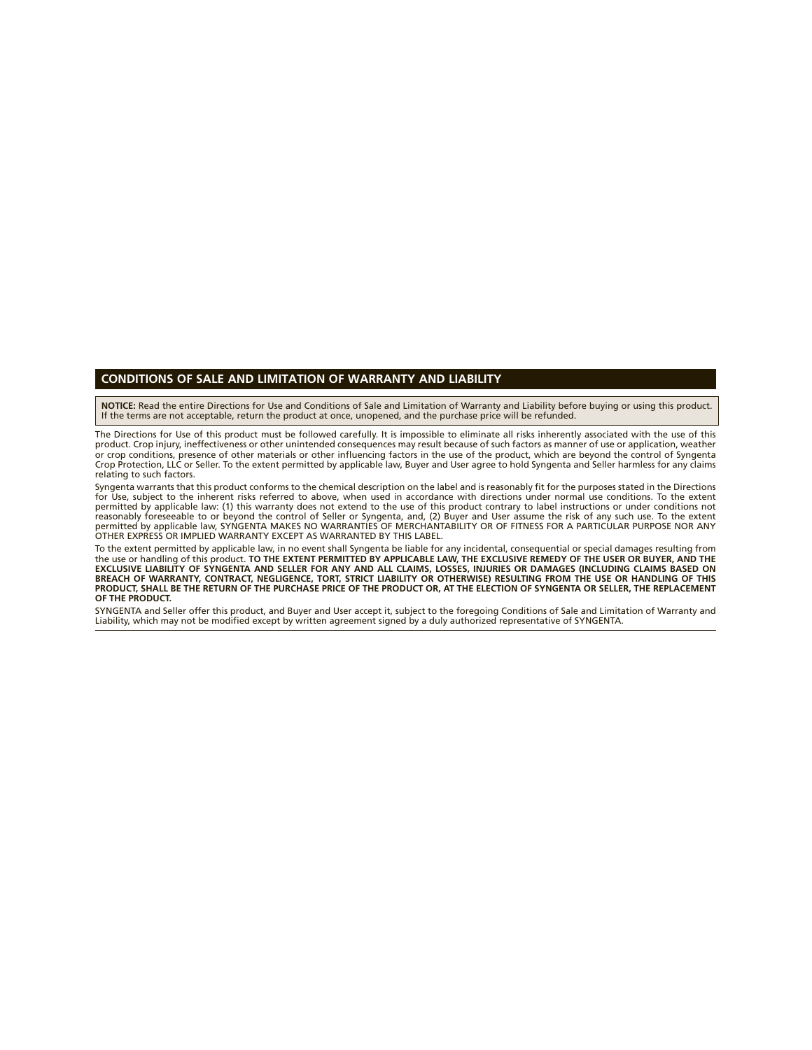## CONDITIONS OF SALE AND LIMITATION OF WARRANTY AND LIABILITY

**NOTICE:** Read the entire Directions for Use and Conditions of Sale and Limitation of Warranty and Liability before buying or using this product. If the terms are not acceptable, return the product at once, unopened, and the purchase price will be refunded.

The Directions for Use of this product must be followed carefully. It is impossible to eliminate all risks inherently associated with the use of this product. Crop injury, ineffectiveness or other unintended consequences may result because of such factors as manner of use or application, weather or crop conditions, presence of other materials or other influencing factors in the use of the product, which are beyond the control of Syngenta Crop Protection, LLC or Seller. To the extent permitted by applicable law, Buyer and User agree to hold Syngenta and Seller harmless for any claims relating to such factors.

Syngenta warrants that this product conforms to the chemical description on the label and is reasonably fit for the purposes stated in the Directions for Use, subject to the inherent risks referred to above, when used in accordance with directions under normal use conditions. To the extent permitted by applicable law: (1) this warranty does not extend to the use of this product contrary to label instructions or under conditions not reasonably foreseeable to or beyond the control of Seller or Syngenta, and, (2) Buyer and User assume the risk of any such use. To the extent permitted by applicable law, SYNGENTA MAKES NO WARRANTIES OF MERCHANTABILITY OR OF FITNESS FOR A PARTICULAR PURPOSE NOR ANY OTHER EXPRESS OR IMPLIED WARRANTY EXCEPT AS WARRANTED BY THIS LABEL.

To the extent permitted by applicable law, in no event shall Syngenta be liable for any incidental, consequential or special damages resulting from the use or handling of this product. **TO THE EXTENT PERMITTED BY APPLICABLE LAW, THE EXCLUSIVE REMEDY OF THE USER OR BUYER, AND THE EXCLUSIVE LIABILITY OF SYNGENTA AND SELLER FOR ANY AND ALL CLAIMS, LOSSES, INJURIES OR DAMAGES (INCLUDING CLAIMS BASED ON BREACH OF WARRANTY, CONTRACT, NEGLIGENCE, TORT, STRICT LIABILITY OR OTHERWISE) RESULTING FROM THE USE OR HANDLING OF THIS PRODUCT, SHALL BE THE RETURN OF THE PURCHASE PRICE OF THE PRODUCT OR, AT THE ELECTION OF SYNGENTA OR SELLER, THE REPLACEMENT OF THE PRODUCT.**

SYNGENTA and Seller offer this product, and Buyer and User accept it, subject to the foregoing Conditions of Sale and Limitation of Warranty and Liability, which may not be modified except by written agreement signed by a duly authorized representative of SYNGENTA.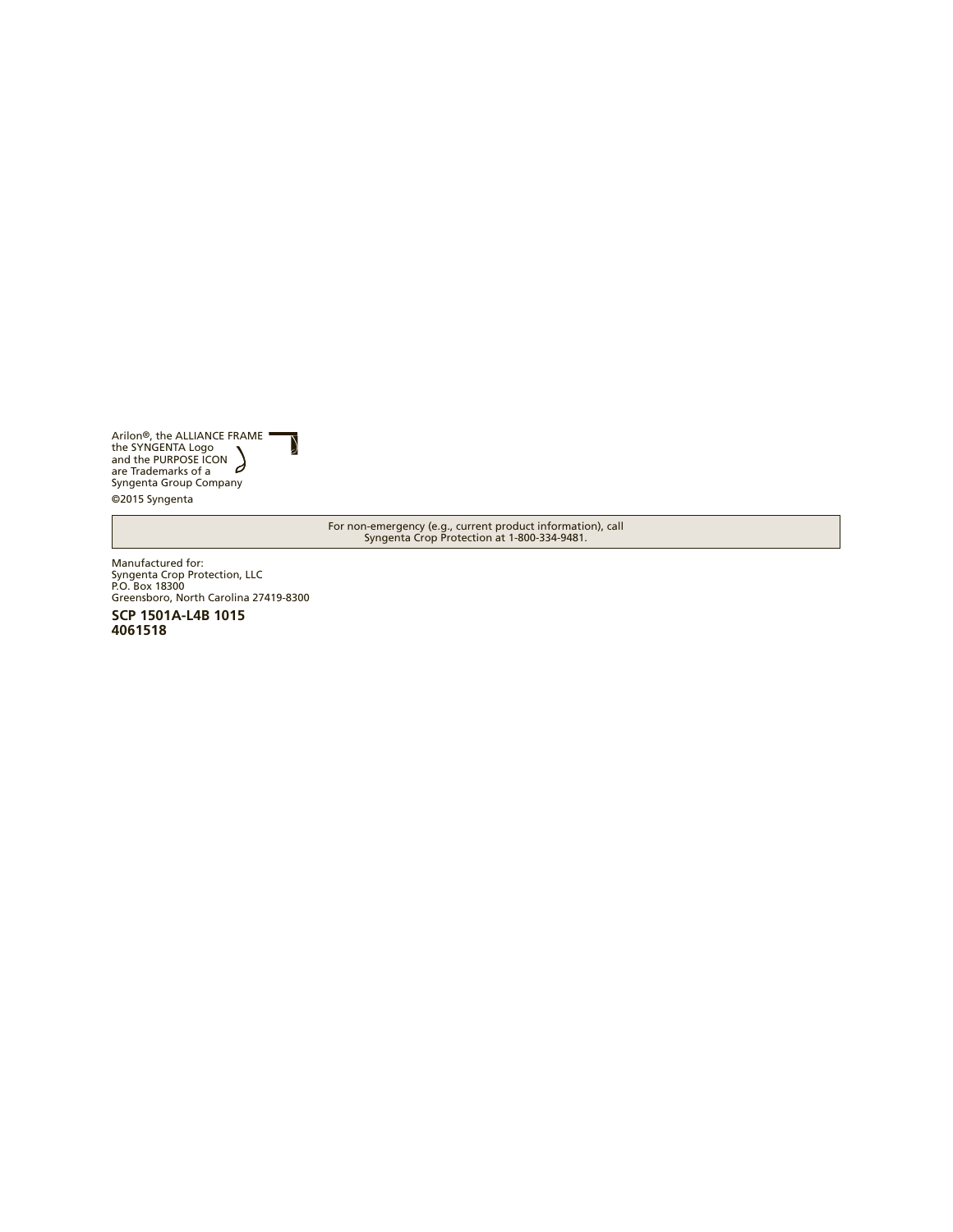Arilon®, the ALLIANCE FRAME
the SYNGENTA Logo
and the PURPOSE ICON
are Trademarks of a
Syngenta Group Company

©2015 Syngenta

For non-emergency (e.g., current product information), call
Syngenta Crop Protection at 1-800-334-9481.

Manufactured for:
Syngenta Crop Protection, LLC
P.O. Box 18300
Greensboro, North Carolina 27419-8300

**SCP 1501A-L4B 1015**
**4061518**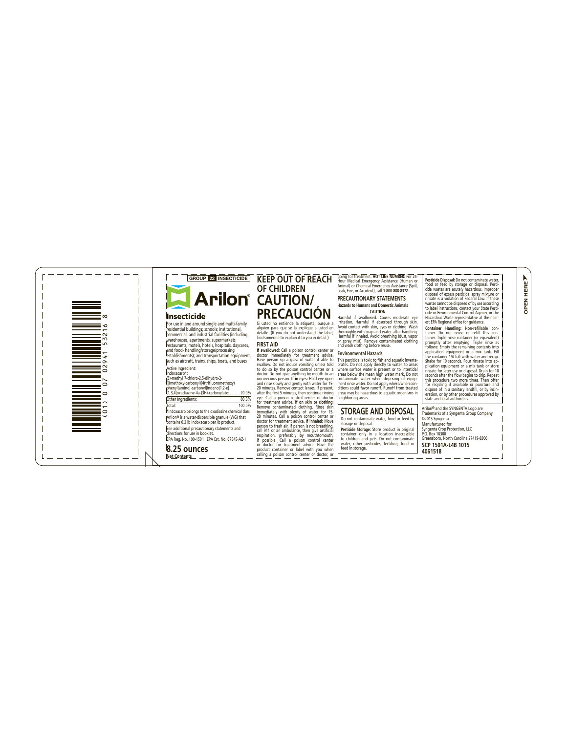(01) 0 07 02941 53216 8

GROUP **22** INSECTICIDE

# Arilon®

## Insecticide

For use in and around single and multi-family residential buildings; schools; institutional, commercial, and industrial facilities (including warehouses, apartments, supermarkets, restaurants, motels, hotels, hospitals, daycares, and food- handling/storage/processing establishments); and transportation equipment, such as aircraft, trains, ships, boats, and buses

| | |
|---|---|
| Active Ingredient: Indoxacarb*: (S)-methyl 7-chloro-2,5-dihydro-2-[[(methoxy-carbonyl)[4(trifluoromethoxy) phenyl]amino]-carbonyl]indeno[1,2-e][1,3,4]oxadiazine-4a-(3H)-carboxylate: | 20.0% |
| Other Ingredients: | 80.0% |
| Total: | 100.0% |

*Indoxacarb belongs to the oxadiazine chemical class.

Arilon® is a water-dispersible granule (WG) that contains 0.2 lb indoxacarb per lb product.

See additional precautionary statements and directions for use in booklet.

EPA Reg. No. 100-1501 EPA Est. No. 67545-AZ-1

**8.25 ounces**
Net Contents

# KEEP OUT OF REACH OF CHILDREN
# CAUTION/ PRECAUCIÓN

Si usted no entiende la etiqueta, busque a alguien para que se la explique a usted en detalle. (If you do not understand the label, find someone to explain it to you in detail.)

## FIRST AID

**If swallowed:** Call a poison control center or doctor immediately for treatment advice. Have person sip a glass of water if able to swallow. Do not induce vomiting unless told to do so by the poison control center or a doctor. Do not give anything by mouth to an unconscious person. **If in eyes:** Hold eye open and rinse slowly and gently with water for 15-20 minutes. Remove contact lenses, if present, after the first 5 minutes, then continue rinsing eye. Call a poison control center or doctor for treatment advice. **If on skin or clothing:** Remove contaminated clothing. Rinse skin immediately with plenty of water for 15-20 minutes. Call a poison control center or doctor for treatment advice. **If inhaled:** Move person to fresh air. If person is not breathing, call 911 or an ambulance, then give artificial respiration, preferably by mouthtomouth, if possible. Call a poison control center or doctor for treatment advice. Have the product container or label with you when calling a poison control center or doctor, or going for treatment. **HOT LINE NUMBER:** For 24-Hour Medical Emergency Assistance (Human or Animal) or Chemical Emergency Assistance (Spill, Leak, Fire, or Accident), call **1-800-888-8372**.

## PRECAUTIONARY STATEMENTS

**Hazards to Humans and Domestic Animals**

**CAUTION**

Harmful if swallowed. Causes moderate eye irritation. Harmful if absorbed through skin. Avoid contact with skin, eyes or clothing. Wash thoroughly with soap and water after handling. Harmful if inhaled. Avoid breathing (dust, vapor or spray mist). Remove contaminated clothing and wash clothing before reuse.

**Environmental Hazards**

This pesticide is toxic to fish and aquatic invertebrates. Do not apply directly to water, to areas where surface water is present or to intertidal areas below the mean high water mark. Do not contaminate water when disposing of equipment rinse water. Do not apply where/when conditions could favor runoff. Runoff from treated areas may be hazardous to aquatic organisms in neighboring areas.

## STORAGE AND DISPOSAL

Do not contaminate water, food or feed by storage or disposal.

**Pesticide Storage:** Store product in original container only in a location inaccessible to children and pets. Do not contaminate water, other pesticides, fertilizer, food or feed in storage.

**Pesticide Disposal:** Do not contaminate water, food or feed by storage or disposal. Pesticide wastes are acutely hazardous. Improper disposal of excess pesticide, spray mixture or rinsate is a violation of Federal Law. If these wastes cannot be disposed of by use according to label instructions, contact your State Pesticide or Environmental Control Agency, or the Hazardous Waste representative at the nearest EPA Regional office for guidance.

**Container Handling:** Non-refillable container. Do not reuse or refill this container. Triple rinse container (or equivalent) promptly after emptying. Triple rinse as follows: Empty the remaining contents into application equipment or a mix tank. Fill the container 1/4 full with water and recap. Shake for 10 seconds. Pour rinsate into application equipment or a mix tank or store rinsate for later use or disposal. Drain for 10 seconds after the flow begins to drip. Repeat this procedure two more times. Then offer for recycling if available or puncture and dispose of in a sanitary landfill, or by incineration, or by other procedures approved by state and local authorities.

Arilon® and the SYNGENTA Logo are Trademarks of a Syngenta Group Company
©2015 Syngenta
Manufactured for:
Syngenta Crop Protection, LLC
P.O. Box 18300
Greensboro, North Carolina 27419-8300

**SCP 1501A-L4B 1015**
**4061518**

OPEN HERE